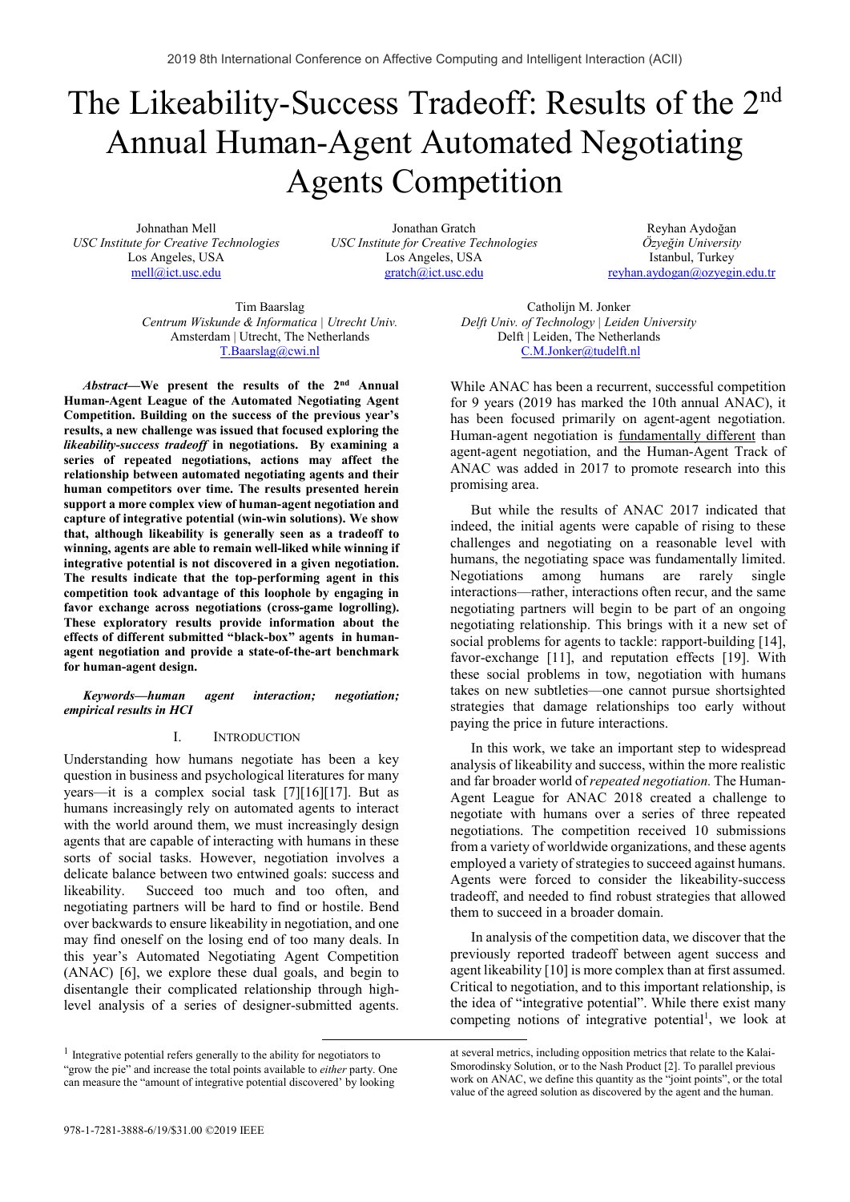# The Likeability-Success Tradeoff: Results of the 2nd Annual Human-Agent Automated Negotiating Agents Competition

Johnathan Mell
*USC Institute for Creative Technologies*
Los Angeles, USA
mell@ict.usc.edu

Jonathan Gratch
*USC Institute for Creative Technologies*
Los Angeles, USA
gratch@ict.usc.edu

Reyhan Aydoğan
*Özyeğin University*
Istanbul, Turkey
reyhan.aydogan@ozyegin.edu.tr

Tim Baarslag
*Centrum Wiskunde & Informatica | Utrecht Univ.*
Amsterdam | Utrecht, The Netherlands
T.Baarslag@cwi.nl

Catholijn M. Jonker
*Delft Univ. of Technology | Leiden University*
Delft | Leiden, The Netherlands
C.M.Jonker@tudelft.nl

***Abstract*—We present the results of the 2nd Annual Human-Agent League of the Automated Negotiating Agent Competition. Building on the success of the previous year's results, a new challenge was issued that focused exploring the *likeability-success tradeoff* in negotiations. By examining a series of repeated negotiations, actions may affect the relationship between automated negotiating agents and their human competitors over time. The results presented herein support a more complex view of human-agent negotiation and capture of integrative potential (win-win solutions). We show that, although likeability is generally seen as a tradeoff to winning, agents are able to remain well-liked while winning if integrative potential is not discovered in a given negotiation. The results indicate that the top-performing agent in this competition took advantage of this loophole by engaging in favor exchange across negotiations (cross-game logrolling). These exploratory results provide information about the effects of different submitted "black-box" agents in human-agent negotiation and provide a state-of-the-art benchmark for human-agent design.**

***Keywords—human agent interaction; negotiation; empirical results in HCI***

## I. Introduction

Understanding how humans negotiate has been a key question in business and psychological literatures for many years—it is a complex social task [7][16][17]. But as humans increasingly rely on automated agents to interact with the world around them, we must increasingly design agents that are capable of interacting with humans in these sorts of social tasks. However, negotiation involves a delicate balance between two entwined goals: success and likeability. Succeed too much and too often, and negotiating partners will be hard to find or hostile. Bend over backwards to ensure likeability in negotiation, and one may find oneself on the losing end of too many deals. In this year's Automated Negotiating Agent Competition (ANAC) [6], we explore these dual goals, and begin to disentangle their complicated relationship through high-level analysis of a series of designer-submitted agents. While ANAC has been a recurrent, successful competition for 9 years (2019 has marked the 10th annual ANAC), it has been focused primarily on agent-agent negotiation. Human-agent negotiation is fundamentally different than agent-agent negotiation, and the Human-Agent Track of ANAC was added in 2017 to promote research into this promising area.

But while the results of ANAC 2017 indicated that indeed, the initial agents were capable of rising to these challenges and negotiating on a reasonable level with humans, the negotiating space was fundamentally limited. Negotiations among humans are rarely single interactions—rather, interactions often recur, and the same negotiating partners will begin to be part of an ongoing negotiating relationship. This brings with it a new set of social problems for agents to tackle: rapport-building [14], favor-exchange [11], and reputation effects [19]. With these social problems in tow, negotiation with humans takes on new subtleties—one cannot pursue shortsighted strategies that damage relationships too early without paying the price in future interactions.

In this work, we take an important step to widespread analysis of likeability and success, within the more realistic and far broader world of *repeated negotiation.* The Human-Agent League for ANAC 2018 created a challenge to negotiate with humans over a series of three repeated negotiations. The competition received 10 submissions from a variety of worldwide organizations, and these agents employed a variety of strategies to succeed against humans. Agents were forced to consider the likeability-success tradeoff, and needed to find robust strategies that allowed them to succeed in a broader domain.

In analysis of the competition data, we discover that the previously reported tradeoff between agent success and agent likeability [10] is more complex than at first assumed. Critical to negotiation, and to this important relationship, is the idea of "integrative potential". While there exist many competing notions of integrative potential[1], we look at

[1] Integrative potential refers generally to the ability for negotiators to "grow the pie" and increase the total points available to *either* party. One can measure the "amount of integrative potential discovered" by looking at several metrics, including opposition metrics that relate to the Kalai-Smorodinsky Solution, or to the Nash Product [2]. To parallel previous work on ANAC, we define this quantity as the "joint points", or the total value of the agreed solution as discovered by the agent and the human.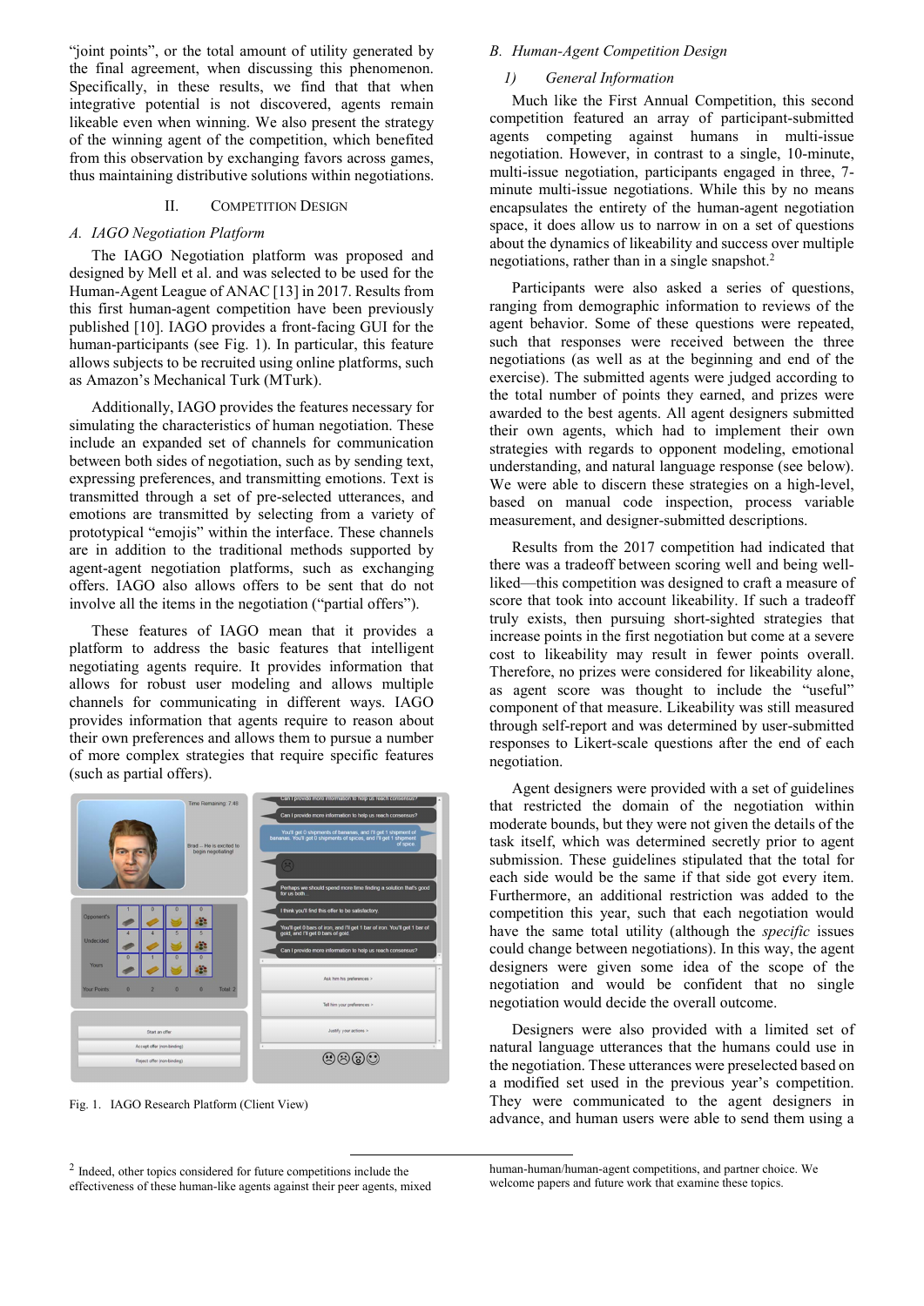"joint points", or the total amount of utility generated by the final agreement, when discussing this phenomenon. Specifically, in these results, we find that that when integrative potential is not discovered, agents remain likeable even when winning. We also present the strategy of the winning agent of the competition, which benefited from this observation by exchanging favors across games, thus maintaining distributive solutions within negotiations.

## II. Competition Design

### A. IAGO Negotiation Platform

The IAGO Negotiation platform was proposed and designed by Mell et al. and was selected to be used for the Human-Agent League of ANAC [13] in 2017. Results from this first human-agent competition have been previously published [10]. IAGO provides a front-facing GUI for the human-participants (see Fig. 1). In particular, this feature allows subjects to be recruited using online platforms, such as Amazon's Mechanical Turk (MTurk).

Additionally, IAGO provides the features necessary for simulating the characteristics of human negotiation. These include an expanded set of channels for communication between both sides of negotiation, such as by sending text, expressing preferences, and transmitting emotions. Text is transmitted through a set of pre-selected utterances, and emotions are transmitted by selecting from a variety of prototypical "emojis" within the interface. These channels are in addition to the traditional methods supported by agent-agent negotiation platforms, such as exchanging offers. IAGO also allows offers to be sent that do not involve all the items in the negotiation ("partial offers").

These features of IAGO mean that it provides a platform to address the basic features that intelligent negotiating agents require. It provides information that allows for robust user modeling and allows multiple channels for communicating in different ways. IAGO provides information that agents require to reason about their own preferences and allows them to pursue a number of more complex strategies that require specific features (such as partial offers).

Fig. 1. IAGO Research Platform (Client View)

### B. Human-Agent Competition Design

#### 1) General Information

Much like the First Annual Competition, this second competition featured an array of participant-submitted agents competing against humans in multi-issue negotiation. However, in contrast to a single, 10-minute, multi-issue negotiation, participants engaged in three, 7-minute multi-issue negotiations. While this by no means encapsulates the entirety of the human-agent negotiation space, it does allow us to narrow in on a set of questions about the dynamics of likeability and success over multiple negotiations, rather than in a single snapshot.[2]

Participants were also asked a series of questions, ranging from demographic information to reviews of the agent behavior. Some of these questions were repeated, such that responses were received between the three negotiations (as well as at the beginning and end of the exercise). The submitted agents were judged according to the total number of points they earned, and prizes were awarded to the best agents. All agent designers submitted their own agents, which had to implement their own strategies with regards to opponent modeling, emotional understanding, and natural language response (see below). We were able to discern these strategies on a high-level, based on manual code inspection, process variable measurement, and designer-submitted descriptions.

Results from the 2017 competition had indicated that there was a tradeoff between scoring well and being well-liked—this competition was designed to craft a measure of score that took into account likeability. If such a tradeoff truly exists, then pursuing short-sighted strategies that increase points in the first negotiation but come at a severe cost to likeability may result in fewer points overall. Therefore, no prizes were considered for likeability alone, as agent score was thought to include the "useful" component of that measure. Likeability was still measured through self-report and was determined by user-submitted responses to Likert-scale questions after the end of each negotiation.

Agent designers were provided with a set of guidelines that restricted the domain of the negotiation within moderate bounds, but they were not given the details of the task itself, which was determined secretly prior to agent submission. These guidelines stipulated that the total for each side would be the same if that side got every item. Furthermore, an additional restriction was added to the competition this year, such that each negotiation would have the same total utility (although the *specific* issues could change between negotiations). In this way, the agent designers were given some idea of the scope of the negotiation and would be confident that no single negotiation would decide the overall outcome.

Designers were also provided with a limited set of natural language utterances that the humans could use in the negotiation. These were preselected based on a modified set used in the previous year's competition. They were communicated to the agent designers in advance, and human users were able to send them using a

[2] Indeed, other topics considered for future competitions include the effectiveness of these human-like agents against their peer agents, mixed human-human/human-agent competitions, and partner choice. We welcome papers and future work that examine these topics.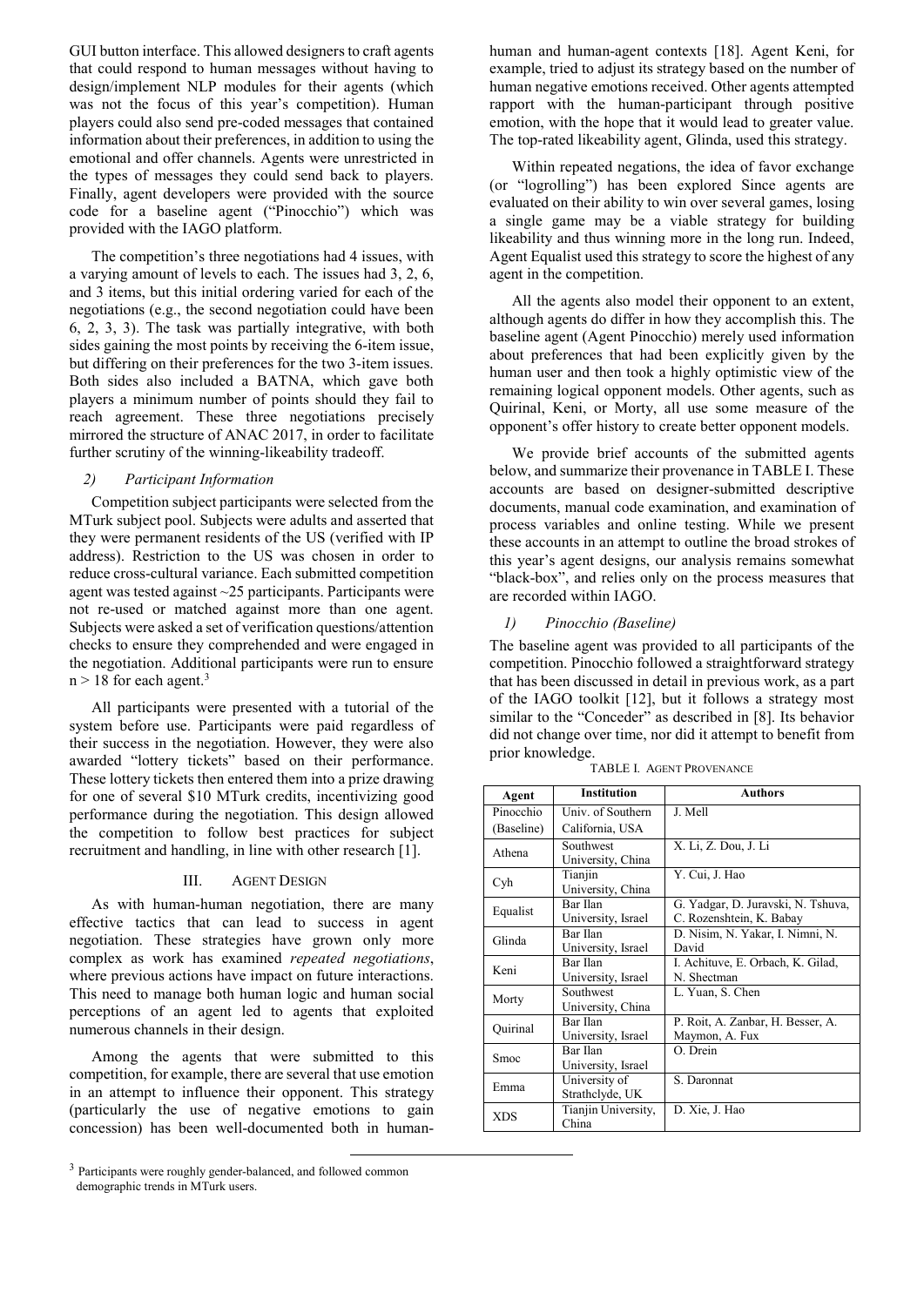GUI button interface. This allowed designers to craft agents that could respond to human messages without having to design/implement NLP modules for their agents (which was not the focus of this year's competition). Human players could also send pre-coded messages that contained information about their preferences, in addition to using the emotional and offer channels. Agents were unrestricted in the types of messages they could send back to players. Finally, agent developers were provided with the source code for a baseline agent ("Pinocchio") which was provided with the IAGO platform.

The competition's three negotiations had 4 issues, with a varying amount of levels to each. The issues had 3, 2, 6, and 3 items, but this initial ordering varied for each of the negotiations (e.g., the second negotiation could have been 6, 2, 3, 3). The task was partially integrative, with both sides gaining the most points by receiving the 6-item issue, but differing on their preferences for the two 3-item issues. Both sides also included a BATNA, which gave both players a minimum number of points should they fail to reach agreement. These three negotiations precisely mirrored the structure of ANAC 2017, in order to facilitate further scrutiny of the winning-likeability tradeoff.

### *2) Participant Information*

Competition subject participants were selected from the MTurk subject pool. Subjects were adults and asserted that they were permanent residents of the US (verified with IP address). Restriction to the US was chosen in order to reduce cross-cultural variance. Each submitted competition agent was tested against ~25 participants. Participants were not re-used or matched against more than one agent. Subjects were asked a set of verification questions/attention checks to ensure they comprehended and were engaged in the negotiation. Additional participants were run to ensure $n > 18$ for each agent.[3]

All participants were presented with a tutorial of the system before use. Participants were paid regardless of their success in the negotiation. However, they were also awarded "lottery tickets" based on their performance. These lottery tickets then entered them into a prize drawing for one of several $10 MTurk credits, incentivizing good performance during the negotiation. This design allowed the competition to follow best practices for subject recruitment and handling, in line with other research [1].

## III. Agent Design

As with human-human negotiation, there are many effective tactics that can lead to success in agent negotiation. These strategies have grown only more complex as work has examined *repeated negotiations*, where previous actions have impact on future interactions. This need to manage both human logic and human social perceptions of an agent led to agents that exploited numerous channels in their design.

Among the agents that were submitted to this competition, for example, there are several that use emotion in an attempt to influence their opponent. This strategy (particularly the use of negative emotions to gain concession) has been well-documented both in human-human and human-agent contexts [18]. Agent Keni, for example, tried to adjust its strategy based on the number of human negative emotions received. Other agents attempted rapport with the human-participant through positive emotion, with the hope that it would lead to greater value. The top-rated likeability agent, Glinda, used this strategy.

Within repeated negations, the idea of favor exchange (or "logrolling") has been explored Since agents are evaluated on their ability to win over several games, losing a single game may be a viable strategy for building likeability and thus winning more in the long run. Indeed, Agent Equalist used this strategy to score the highest of any agent in the competition.

All the agents also model their opponent to an extent, although agents do differ in how they accomplish this. The baseline agent (Agent Pinocchio) merely used information about preferences that had been explicitly given by the human user and then took a highly optimistic view of the remaining logical opponent models. Other agents, such as Quirinal, Keni, or Morty, all use some measure of the opponent's offer history to create better opponent models.

We provide brief accounts of the submitted agents below, and summarize their provenance in TABLE I. These accounts are based on designer-submitted descriptive documents, manual code examination, and examination of process variables and online testing. While we present these accounts in an attempt to outline the broad strokes of this year's agent designs, our analysis remains somewhat "black-box", and relies only on the process measures that are recorded within IAGO.

### *1) Pinocchio (Baseline)*

The baseline agent was provided to all participants of the competition. Pinocchio followed a straightforward strategy that has been discussed in detail in previous work, as a part of the IAGO toolkit [12], but it follows a strategy most similar to the "Conceder" as described in [8]. Its behavior did not change over time, nor did it attempt to benefit from prior knowledge.

TABLE I. Agent Provenance

| Agent | Institution | Authors |
|---|---|---|
| Pinocchio (Baseline) | Univ. of Southern California, USA | J. Mell |
| Athena | Southwest University, China | X. Li, Z. Dou, J. Li |
| Cyh | Tianjin University, China | Y. Cui, J. Hao |
| Equalist | Bar Ilan University, Israel | G. Yadgar, D. Juravski, N. Tshuva, C. Rozenshtein, K. Babay |
| Glinda | Bar Ilan University, Israel | D. Nisim, N. Yakar, I. Nimni, N. David |
| Keni | Bar Ilan University, Israel | I. Achituve, E. Orbach, K. Gilad, N. Shectman |
| Morty | Southwest University, China | L. Yuan, S. Chen |
| Quirinal | Bar Ilan University, Israel | P. Roit, A. Zanbar, H. Besser, A. Maymon, A. Fux |
| Smoc | Bar Ilan University, Israel | O. Drein |
| Emma | University of Strathclyde, UK | S. Daronnat |
| XDS | Tianjin University, China | D. Xie, J. Hao |

[3] Participants were roughly gender-balanced, and followed common demographic trends in MTurk users.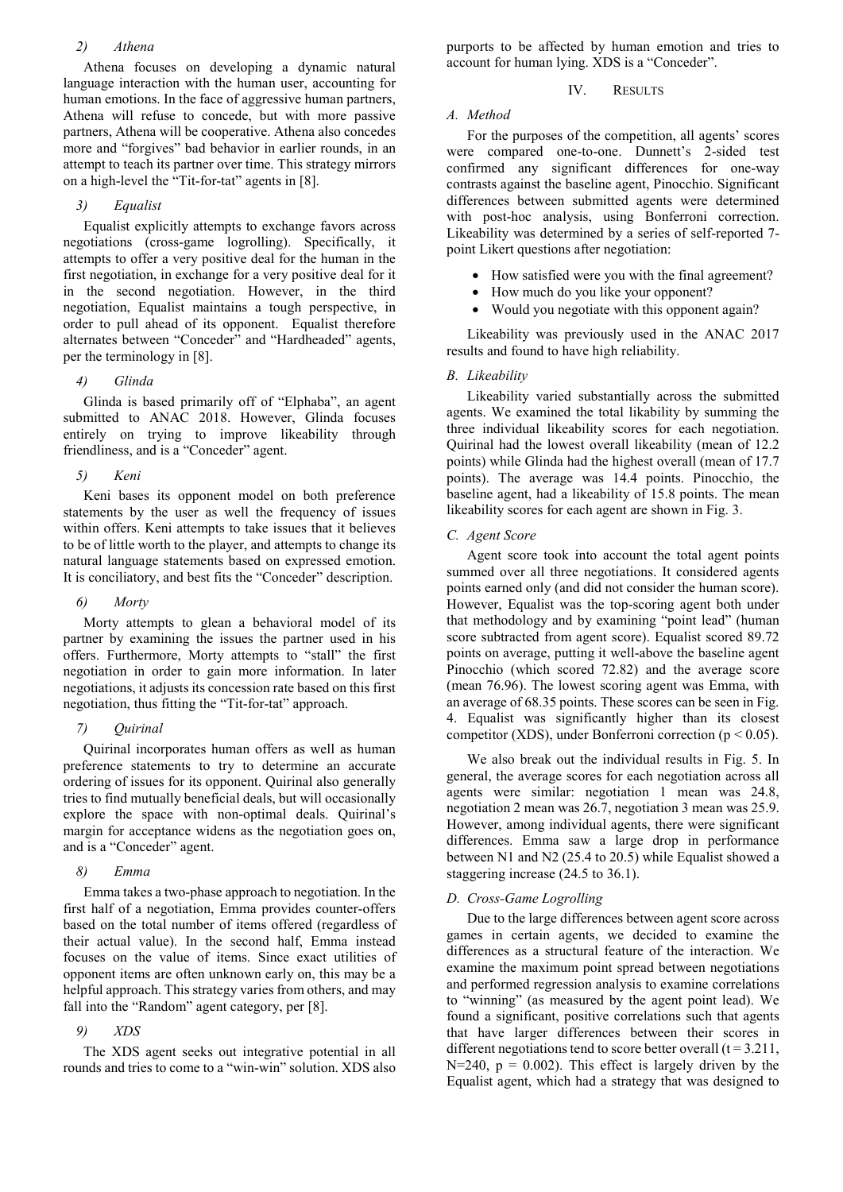#### 2) Athena

Athena focuses on developing a dynamic natural language interaction with the human user, accounting for human emotions. In the face of aggressive human partners, Athena will refuse to concede, but with more passive partners, Athena will be cooperative. Athena also concedes more and "forgives" bad behavior in earlier rounds, in an attempt to teach its partner over time. This strategy mirrors on a high-level the "Tit-for-tat" agents in [8].

#### 3) Equalist

Equalist explicitly attempts to exchange favors across negotiations (cross-game logrolling). Specifically, it attempts to offer a very positive deal for the human in the first negotiation, in exchange for a very positive deal for it in the second negotiation. However, in the third negotiation, Equalist maintains a tough perspective, in order to pull ahead of its opponent. Equalist therefore alternates between "Conceder" and "Hardheaded" agents, per the terminology in [8].

#### 4) Glinda

Glinda is based primarily off of "Elphaba", an agent submitted to ANAC 2018. However, Glinda focuses entirely on trying to improve likeability through friendliness, and is a "Conceder" agent.

#### 5) Keni

Keni bases its opponent model on both preference statements by the user as well the frequency of issues within offers. Keni attempts to take issues that it believes to be of little worth to the player, and attempts to change its natural language statements based on expressed emotion. It is conciliatory, and best fits the "Conceder" description.

#### 6) Morty

Morty attempts to glean a behavioral model of its partner by examining the issues the partner used in his offers. Furthermore, Morty attempts to "stall" the first negotiation in order to gain more information. In later negotiations, it adjusts its concession rate based on this first negotiation, thus fitting the "Tit-for-tat" approach.

#### 7) Quirinal

Quirinal incorporates human offers as well as human preference statements to try to determine an accurate ordering of issues for its opponent. Quirinal also generally tries to find mutually beneficial deals, but will occasionally explore the space with non-optimal deals. Quirinal's margin for acceptance widens as the negotiation goes on, and is a "Conceder" agent.

#### 8) Emma

Emma takes a two-phase approach to negotiation. In the first half of a negotiation, Emma provides counter-offers based on the total number of items offered (regardless of their actual value). In the second half, Emma instead focuses on the value of items. Since exact utilities of opponent items are often unknown early on, this may be a helpful approach. This strategy varies from others, and may fall into the "Random" agent category, per [8].

#### 9) XDS

The XDS agent seeks out integrative potential in all rounds and tries to come to a "win-win" solution. XDS also purports to be affected by human emotion and tries to account for human lying. XDS is a "Conceder".

## IV. Results

### A. Method

For the purposes of the competition, all agents' scores were compared one-to-one. Dunnett's 2-sided test confirmed any significant differences for one-way contrasts against the baseline agent, Pinocchio. Significant differences between submitted agents were determined with post-hoc analysis, using Bonferroni correction. Likeability was determined by a series of self-reported 7-point Likert questions after negotiation:

- How satisfied were you with the final agreement?
- How much do you like your opponent?
- Would you negotiate with this opponent again?

Likeability was previously used in the ANAC 2017 results and found to have high reliability.

### B. Likeability

Likeability varied substantially across the submitted agents. We examined the total likability by summing the three individual likeability scores for each negotiation. Quirinal had the lowest overall likeability (mean of 12.2 points) while Glinda had the highest overall (mean of 17.7 points). The average was 14.4 points. Pinocchio, the baseline agent, had a likeability of 15.8 points. The mean likeability scores for each agent are shown in Fig. 3.

### C. Agent Score

Agent score took into account the total agent points summed over all three negotiations. It considered agents points earned only (and did not consider the human score). However, Equalist was the top-scoring agent both under that methodology and by examining "point lead" (human score subtracted from agent score). Equalist scored 89.72 points on average, putting it well-above the baseline agent Pinocchio (which scored 72.82) and the average score (mean 76.96). The lowest scoring agent was Emma, with an average of 68.35 points. These scores can be seen in Fig. 4. Equalist was significantly higher than its closest competitor (XDS), under Bonferroni correction ($p < 0.05$).

We also break out the individual results in Fig. 5. In general, the average scores for each negotiation across all agents were similar: negotiation 1 mean was 24.8, negotiation 2 mean was 26.7, negotiation 3 mean was 25.9. However, among individual agents, there were significant differences. Emma saw a large drop in performance between N1 and N2 (25.4 to 20.5) while Equalist showed a staggering increase (24.5 to 36.1).

### D. Cross-Game Logrolling

Due to the large differences between agent score across games in certain agents, we decided to examine the differences as a structural feature of the interaction. We examine the maximum point spread between negotiations and performed regression analysis to examine correlations to "winning" (as measured by the agent point lead). We found a significant, positive correlations such that agents that have larger differences between their scores in different negotiations tend to score better overall ($t = 3.211$, $N = 240$, $p = 0.002$). This effect is largely driven by the Equalist agent, which had a strategy that was designed to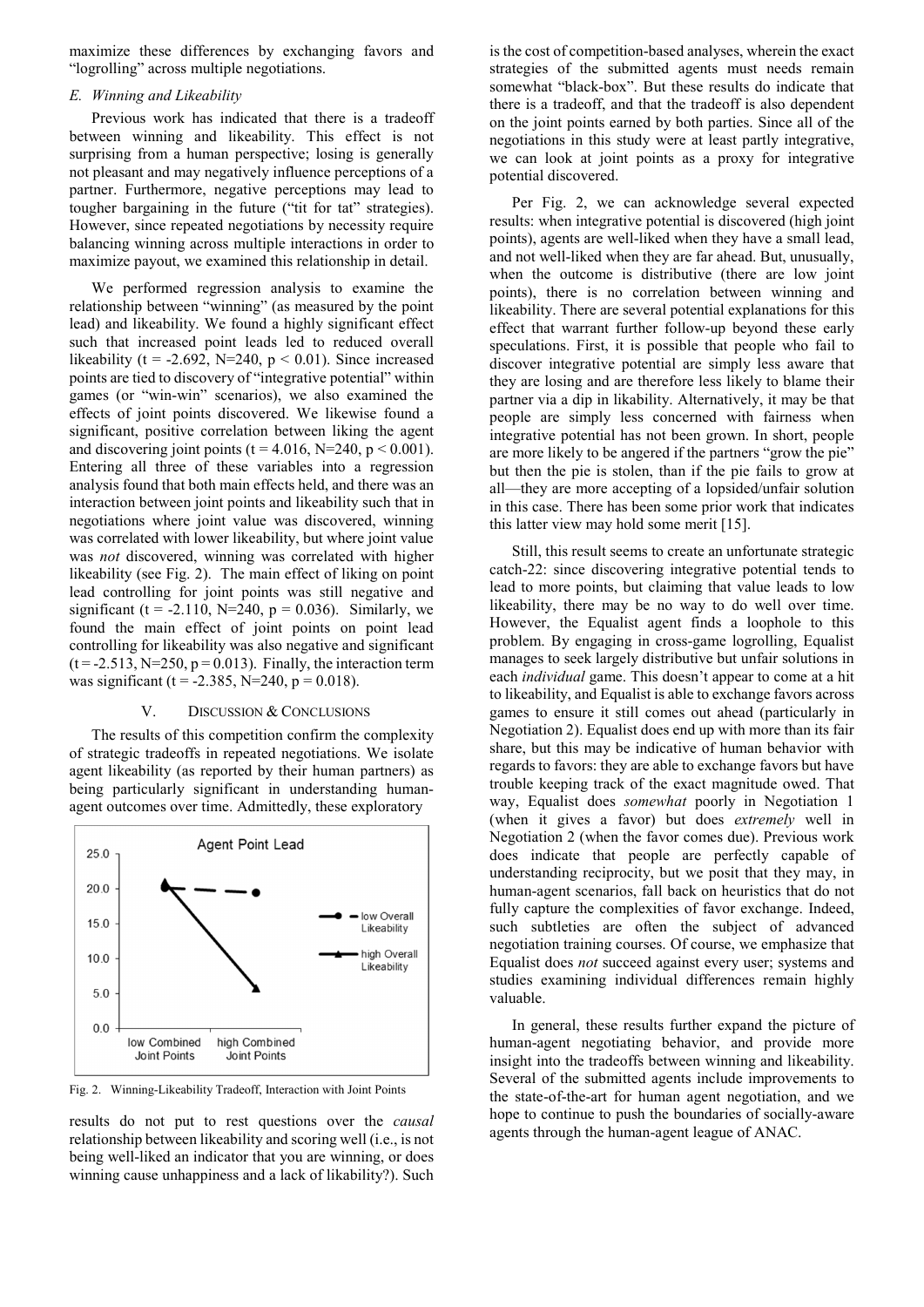maximize these differences by exchanging favors and "logrolling" across multiple negotiations.

### *E. Winning and Likeability*

Previous work has indicated that there is a tradeoff between winning and likeability. This effect is not surprising from a human perspective; losing is generally not pleasant and may negatively influence perceptions of a partner. Furthermore, negative perceptions may lead to tougher bargaining in the future ("tit for tat" strategies). However, since repeated negotiations by necessity require balancing winning across multiple interactions in order to maximize payout, we examined this relationship in detail.

We performed regression analysis to examine the relationship between "winning" (as measured by the point lead) and likeability. We found a highly significant effect such that increased point leads led to reduced overall likeability ($t = -2.692$, $N=240$, $p < 0.01$). Since increased points are tied to discovery of "integrative potential" within games (or "win-win" scenarios), we also examined the effects of joint points discovered. We likewise found a significant, positive correlation between liking the agent and discovering joint points ($t = 4.016$, $N=240$, $p < 0.001$). Entering all three of these variables into a regression analysis found that both main effects held, and there was an interaction between joint points and likeability such that in negotiations where joint value was discovered, winning was correlated with lower likeability, but where joint value was *not* discovered, winning was correlated with higher likeability (see Fig. 2). The main effect of liking on point lead controlling for joint points was still negative and significant ($t = -2.110$, $N=240$, $p = 0.036$). Similarly, we found the main effect of joint points on point lead controlling for likeability was also negative and significant ($t = -2.513$, $N=250$, $p = 0.013$). Finally, the interaction term was significant ($t = -2.385$, $N=240$, $p = 0.018$).

## V. Discussion & Conclusions

The results of this competition confirm the complexity of strategic tradeoffs in repeated negotiations. We isolate agent likeability (as reported by their human partners) as being particularly significant in understanding human-agent outcomes over time. Admittedly, these exploratory results do not put to rest questions over the *causal* relationship between likeability and scoring well (i.e., is not being well-liked an indicator that you are winning, or does winning cause unhappiness and a lack of likability?). Such is the cost of competition-based analyses, wherein the exact strategies of the submitted agents must needs remain somewhat "black-box". But these results do indicate that there is a tradeoff, and that the tradeoff is also dependent on the joint points earned by both parties. Since all of the negotiations in this study were at least partly integrative, we can look at joint points as a proxy for integrative potential discovered.

Fig. 2. Winning-Likeability Tradeoff, Interaction with Joint Points

Per Fig. 2, we can acknowledge several expected results: when integrative potential is discovered (high joint points), agents are well-liked when they have a small lead, and not well-liked when they are far ahead. But, unusually, when the outcome is distributive (there are low joint points), there is no correlation between winning and likeability. There are several potential explanations for this effect that warrant further follow-up beyond these early speculations. First, it is possible that people who fail to discover integrative potential are simply less aware that they are losing and are therefore less likely to blame their partner via a dip in likability. Alternatively, it may be that people are simply less concerned with fairness when integrative potential has not been grown. In short, people are more likely to be angered if the partners "grow the pie" but then the pie is stolen, than if the pie fails to grow at all—they are more accepting of a lopsided/unfair solution in this case. There has been some prior work that indicates this latter view may hold some merit [15].

Still, this result seems to create an unfortunate strategic catch-22: since discovering integrative potential tends to lead to more points, but claiming that value leads to low likeability, there may be no way to do well over time. However, the Equalist agent finds a loophole to this problem. By engaging in cross-game logrolling, Equalist manages to seek largely distributive but unfair solutions in each *individual* game. This doesn't appear to come at a hit to likeability, and Equalist is able to exchange favors across games to ensure it still comes out ahead (particularly in Negotiation 2). Equalist does end up with more than its fair share, but this may be indicative of human behavior with regards to favors: they are able to exchange favors but have trouble keeping track of the exact magnitude owed. That way, Equalist does *somewhat* poorly in Negotiation 1 (when it gives a favor) but does *extremely* well in Negotiation 2 (when the favor comes due). Previous work does indicate that people are perfectly capable of understanding reciprocity, but we posit that they may, in human-agent scenarios, fall back on heuristics that do not fully capture the complexities of favor exchange. Indeed, such subtleties are often the subject of advanced negotiation training courses. Of course, we emphasize that Equalist does *not* succeed against every user; systems and studies examining individual differences remain highly valuable.

In general, these results further expand the picture of human-agent negotiating behavior, and provide more insight into the tradeoffs between winning and likeability. Several of the submitted agents include improvements to the state-of-the-art for human agent negotiation, and we hope to continue to push the boundaries of socially-aware agents through the human-agent league of ANAC.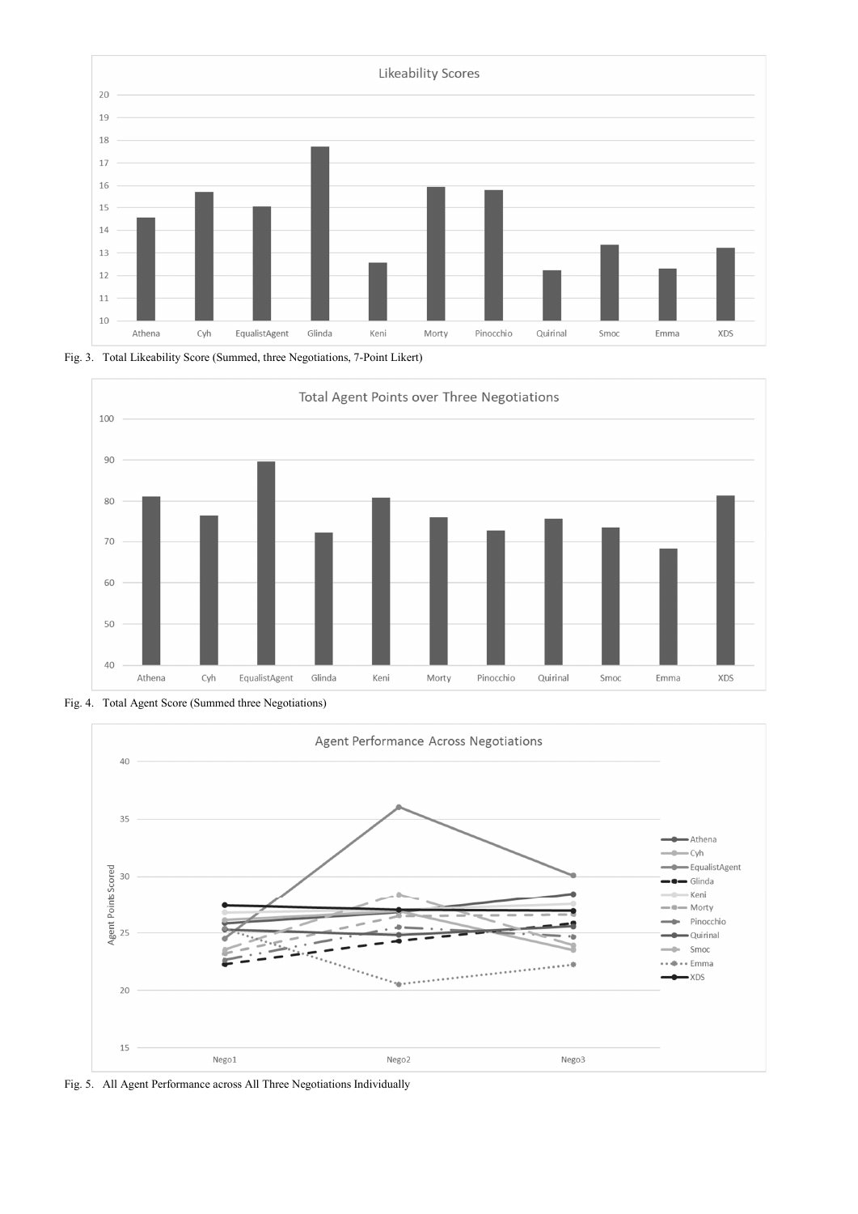Fig. 3. Total Likeability Score (Summed, three Negotiations, 7-Point Likert)

Fig. 4. Total Agent Score (Summed three Negotiations)

Fig. 5. All Agent Performance across All Three Negotiations Individually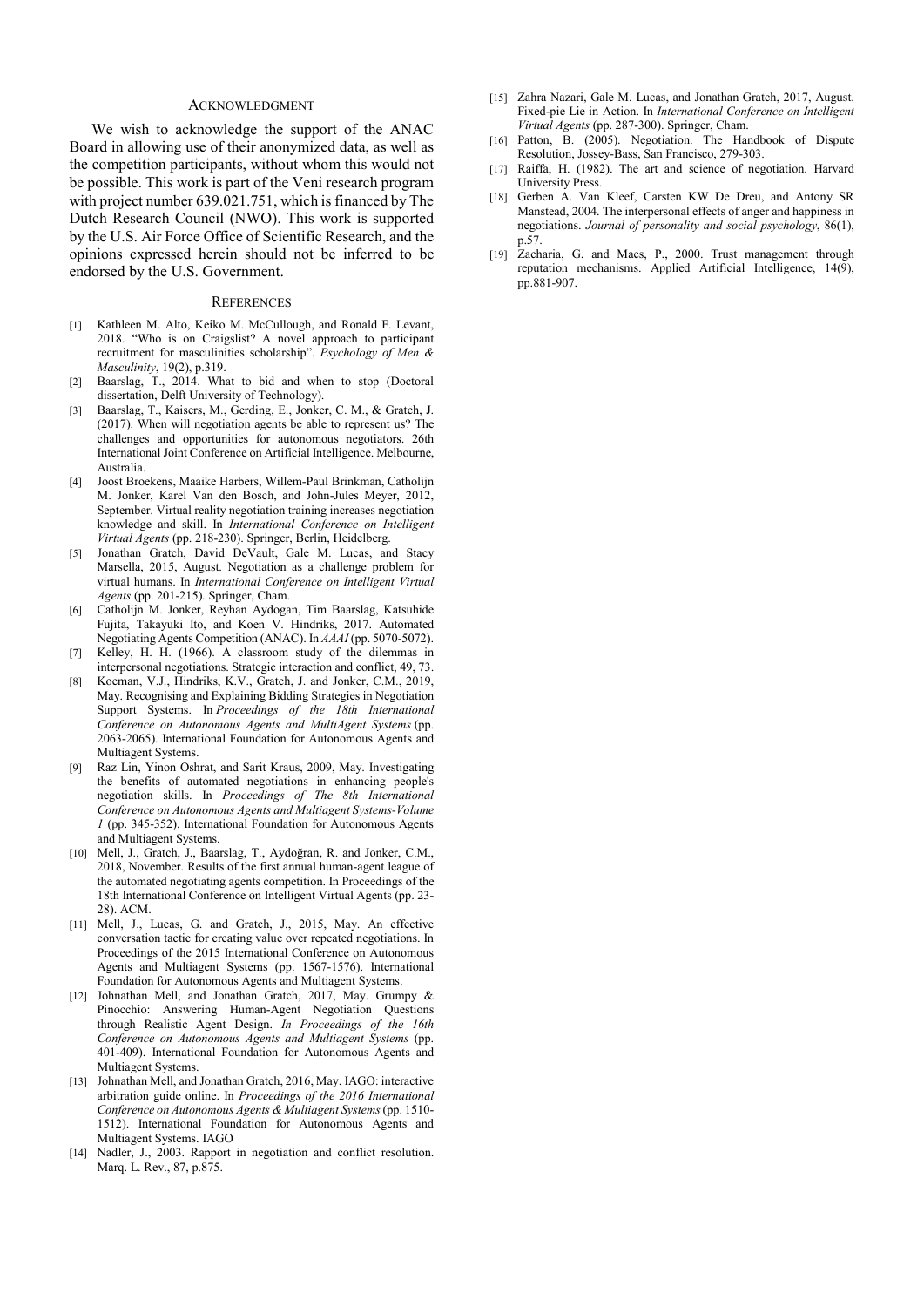## ACKNOWLEDGMENT

We wish to acknowledge the support of the ANAC Board in allowing use of their anonymized data, as well as the competition participants, without whom this would not be possible. This work is part of the Veni research program with project number 639.021.751, which is financed by The Dutch Research Council (NWO). This work is supported by the U.S. Air Force Office of Scientific Research, and the opinions expressed herein should not be inferred to be endorsed by the U.S. Government.

## REFERENCES

[1] Kathleen M. Alto, Keiko M. McCullough, and Ronald F. Levant, 2018. "Who is on Craigslist? A novel approach to participant recruitment for masculinities scholarship". *Psychology of Men & Masculinity*, 19(2), p.319.

[2] Baarslag, T., 2014. What to bid and when to stop (Doctoral dissertation, Delft University of Technology).

[3] Baarslag, T., Kaisers, M., Gerding, E., Jonker, C. M., & Gratch, J. (2017). When will negotiation agents be able to represent us? The challenges and opportunities for autonomous negotiators. 26th International Joint Conference on Artificial Intelligence. Melbourne, Australia.

[4] Joost Broekens, Maaike Harbers, Willem-Paul Brinkman, Catholijn M. Jonker, Karel Van den Bosch, and John-Jules Meyer, 2012, September. Virtual reality negotiation training increases negotiation knowledge and skill. In *International Conference on Intelligent Virtual Agents* (pp. 218-230). Springer, Berlin, Heidelberg.

[5] Jonathan Gratch, David DeVault, Gale M. Lucas, and Stacy Marsella, 2015, August. Negotiation as a challenge problem for virtual humans. In *International Conference on Intelligent Virtual Agents* (pp. 201-215). Springer, Cham.

[6] Catholijn M. Jonker, Reyhan Aydogan, Tim Baarslag, Katsuhide Fujita, Takayuki Ito, and Koen V. Hindriks, 2017. Automated Negotiating Agents Competition (ANAC). In *AAAI* (pp. 5070-5072).

[7] Kelley, H. H. (1966). A classroom study of the dilemmas in interpersonal negotiations. Strategic interaction and conflict, 49, 73.

[8] Koeman, V.J., Hindriks, K.V., Gratch, J. and Jonker, C.M., 2019, May. Recognising and Explaining Bidding Strategies in Negotiation Support Systems. In *Proceedings of the 18th International Conference on Autonomous Agents and MultiAgent Systems* (pp. 2063-2065). International Foundation for Autonomous Agents and Multiagent Systems.

[9] Raz Lin, Yinon Oshrat, and Sarit Kraus, 2009, May. Investigating the benefits of automated negotiations in enhancing people's negotiation skills. In *Proceedings of The 8th International Conference on Autonomous Agents and Multiagent Systems-Volume 1* (pp. 345-352). International Foundation for Autonomous Agents and Multiagent Systems.

[10] Mell, J., Gratch, J., Baarslag, T., Aydoğran, R. and Jonker, C.M., 2018, November. Results of the first annual human-agent league of the automated negotiating agents competition. In Proceedings of the 18th International Conference on Intelligent Virtual Agents (pp. 23-28). ACM.

[11] Mell, J., Lucas, G. and Gratch, J., 2015, May. An effective conversation tactic for creating value over repeated negotiations. In Proceedings of the 2015 International Conference on Autonomous Agents and Multiagent Systems (pp. 1567-1576). International Foundation for Autonomous Agents and Multiagent Systems.

[12] Johnathan Mell, and Jonathan Gratch, 2017, May. Grumpy & Pinocchio: Answering Human-Agent Negotiation Questions through Realistic Agent Design. *In Proceedings of the 16th Conference on Autonomous Agents and Multiagent Systems* (pp. 401-409). International Foundation for Autonomous Agents and Multiagent Systems.

[13] Johnathan Mell, and Jonathan Gratch, 2016, May. IAGO: interactive arbitration guide online. In *Proceedings of the 2016 International Conference on Autonomous Agents & Multiagent Systems* (pp. 1510-1512). International Foundation for Autonomous Agents and Multiagent Systems. IAGO

[14] Nadler, J., 2003. Rapport in negotiation and conflict resolution. Marq. L. Rev., 87, p.875.

[15] Zahra Nazari, Gale M. Lucas, and Jonathan Gratch, 2017, August. Fixed-pie Lie in Action. In *International Conference on Intelligent Virtual Agents* (pp. 287-300). Springer, Cham.

[16] Patton, B. (2005). Negotiation. The Handbook of Dispute Resolution, Jossey-Bass, San Francisco, 279-303.

[17] Raiffa, H. (1982). The art and science of negotiation. Harvard University Press.

[18] Gerben A. Van Kleef, Carsten KW De Dreu, and Antony SR Manstead, 2004. The interpersonal effects of anger and happiness in negotiations. *Journal of personality and social psychology*, 86(1), p.57.

[19] Zacharia, G. and Maes, P., 2000. Trust management through reputation mechanisms. Applied Artificial Intelligence, 14(9), pp.881-907.